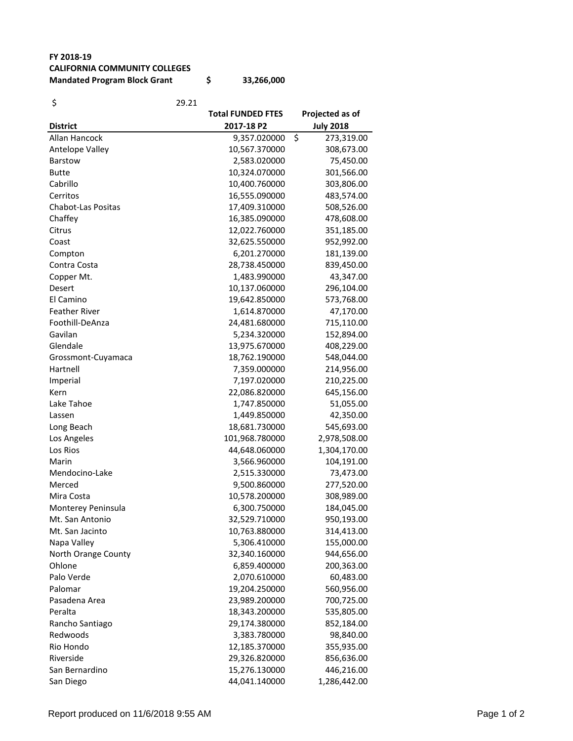**FY 2018-19**
**CALIFORNIA COMMUNITY COLLEGES**
**Mandated Program Block Grant** **$ 33,266,000**

$ 29.21

| District | Total FUNDED FTES 2017-18 P2 | Projected as of July 2018 |
|---|---|---|
| Allan Hancock | 9,357.020000 | $ 273,319.00 |
| Antelope Valley | 10,567.370000 | 308,673.00 |
| Barstow | 2,583.020000 | 75,450.00 |
| Butte | 10,324.070000 | 301,566.00 |
| Cabrillo | 10,400.760000 | 303,806.00 |
| Cerritos | 16,555.090000 | 483,574.00 |
| Chabot-Las Positas | 17,409.310000 | 508,526.00 |
| Chaffey | 16,385.090000 | 478,608.00 |
| Citrus | 12,022.760000 | 351,185.00 |
| Coast | 32,625.550000 | 952,992.00 |
| Compton | 6,201.270000 | 181,139.00 |
| Contra Costa | 28,738.450000 | 839,450.00 |
| Copper Mt. | 1,483.990000 | 43,347.00 |
| Desert | 10,137.060000 | 296,104.00 |
| El Camino | 19,642.850000 | 573,768.00 |
| Feather River | 1,614.870000 | 47,170.00 |
| Foothill-DeAnza | 24,481.680000 | 715,110.00 |
| Gavilan | 5,234.320000 | 152,894.00 |
| Glendale | 13,975.670000 | 408,229.00 |
| Grossmont-Cuyamaca | 18,762.190000 | 548,044.00 |
| Hartnell | 7,359.000000 | 214,956.00 |
| Imperial | 7,197.020000 | 210,225.00 |
| Kern | 22,086.820000 | 645,156.00 |
| Lake Tahoe | 1,747.850000 | 51,055.00 |
| Lassen | 1,449.850000 | 42,350.00 |
| Long Beach | 18,681.730000 | 545,693.00 |
| Los Angeles | 101,968.780000 | 2,978,508.00 |
| Los Rios | 44,648.060000 | 1,304,170.00 |
| Marin | 3,566.960000 | 104,191.00 |
| Mendocino-Lake | 2,515.330000 | 73,473.00 |
| Merced | 9,500.860000 | 277,520.00 |
| Mira Costa | 10,578.200000 | 308,989.00 |
| Monterey Peninsula | 6,300.750000 | 184,045.00 |
| Mt. San Antonio | 32,529.710000 | 950,193.00 |
| Mt. San Jacinto | 10,763.880000 | 314,413.00 |
| Napa Valley | 5,306.410000 | 155,000.00 |
| North Orange County | 32,340.160000 | 944,656.00 |
| Ohlone | 6,859.400000 | 200,363.00 |
| Palo Verde | 2,070.610000 | 60,483.00 |
| Palomar | 19,204.250000 | 560,956.00 |
| Pasadena Area | 23,989.200000 | 700,725.00 |
| Peralta | 18,343.200000 | 535,805.00 |
| Rancho Santiago | 29,174.380000 | 852,184.00 |
| Redwoods | 3,383.780000 | 98,840.00 |
| Rio Hondo | 12,185.370000 | 355,935.00 |
| Riverside | 29,326.820000 | 856,636.00 |
| San Bernardino | 15,276.130000 | 446,216.00 |
| San Diego | 44,041.140000 | 1,286,442.00 |

Report produced on 11/6/2018 9:55 AM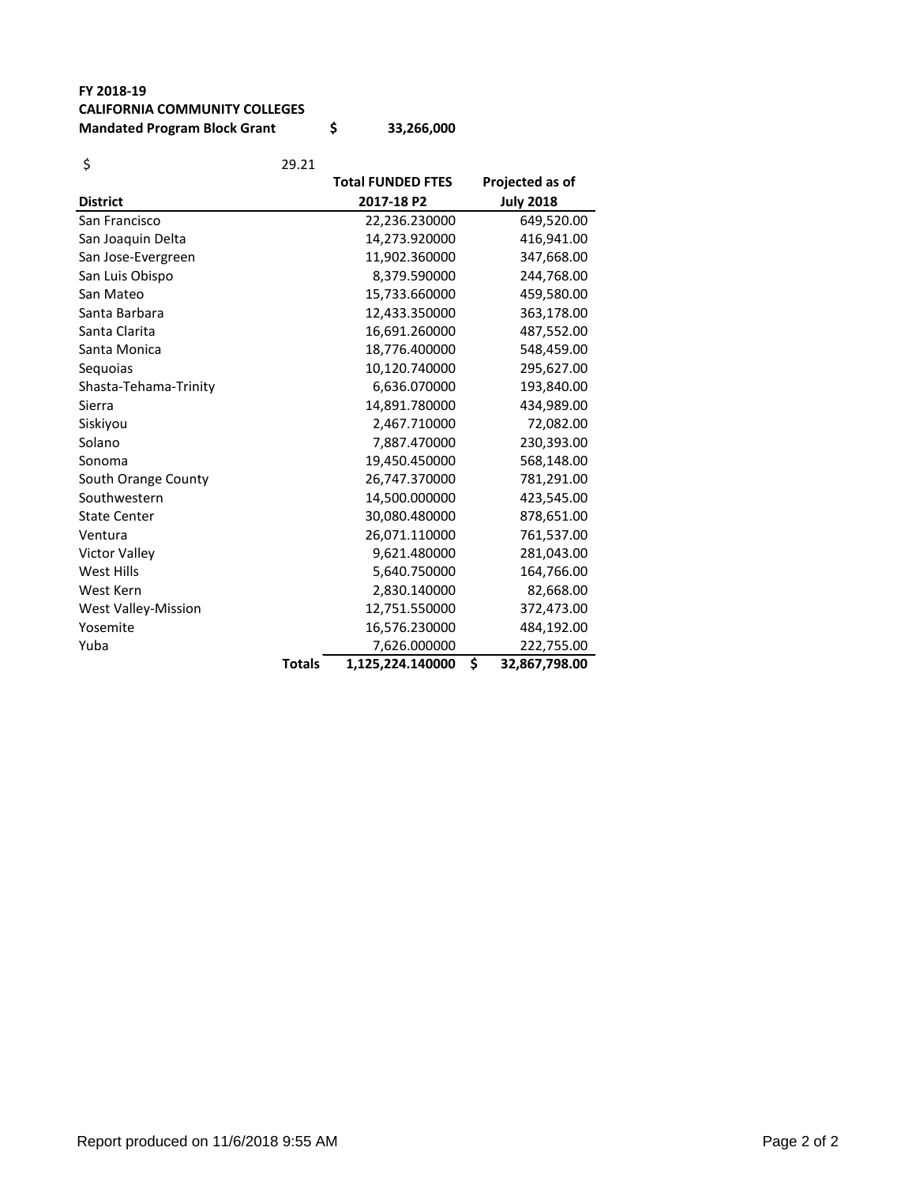**FY 2018-19**
**CALIFORNIA COMMUNITY COLLEGES**
**Mandated Program Block Grant $ 33,266,000**

$ 29.21

| District | | Total FUNDED FTES 2017-18 P2 | Projected as of July 2018 |
|---|---|---|---|
| San Francisco | | 22,236.230000 | 649,520.00 |
| San Joaquin Delta | | 14,273.920000 | 416,941.00 |
| San Jose-Evergreen | | 11,902.360000 | 347,668.00 |
| San Luis Obispo | | 8,379.590000 | 244,768.00 |
| San Mateo | | 15,733.660000 | 459,580.00 |
| Santa Barbara | | 12,433.350000 | 363,178.00 |
| Santa Clarita | | 16,691.260000 | 487,552.00 |
| Santa Monica | | 18,776.400000 | 548,459.00 |
| Sequoias | | 10,120.740000 | 295,627.00 |
| Shasta-Tehama-Trinity | | 6,636.070000 | 193,840.00 |
| Sierra | | 14,891.780000 | 434,989.00 |
| Siskiyou | | 2,467.710000 | 72,082.00 |
| Solano | | 7,887.470000 | 230,393.00 |
| Sonoma | | 19,450.450000 | 568,148.00 |
| South Orange County | | 26,747.370000 | 781,291.00 |
| Southwestern | | 14,500.000000 | 423,545.00 |
| State Center | | 30,080.480000 | 878,651.00 |
| Ventura | | 26,071.110000 | 761,537.00 |
| Victor Valley | | 9,621.480000 | 281,043.00 |
| West Hills | | 5,640.750000 | 164,766.00 |
| West Kern | | 2,830.140000 | 82,668.00 |
| West Valley-Mission | | 12,751.550000 | 372,473.00 |
| Yosemite | | 16,576.230000 | 484,192.00 |
| Yuba | | 7,626.000000 | 222,755.00 |
| | **Totals** | **1,125,224.140000** | **$ 32,867,798.00** |

Report produced on 11/6/2018 9:55 AM